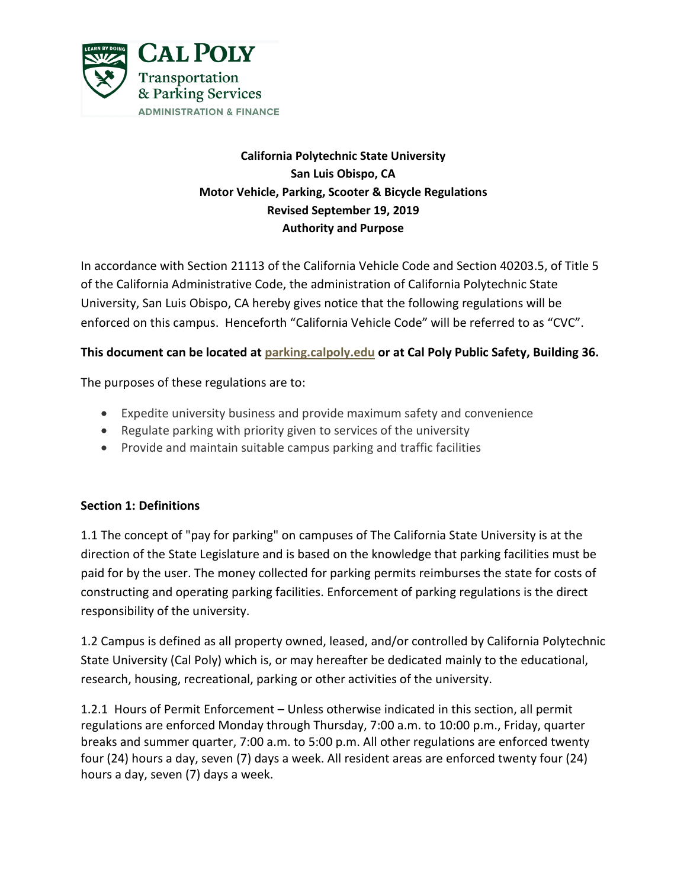**Cal Poly**
Transportation & Parking Services
ADMINISTRATION & FINANCE

# California Polytechnic State University
## San Luis Obispo, CA
## Motor Vehicle, Parking, Scooter & Bicycle Regulations
## Revised September 19, 2019
## Authority and Purpose

In accordance with Section 21113 of the California Vehicle Code and Section 40203.5, of Title 5 of the California Administrative Code, the administration of California Polytechnic State University, San Luis Obispo, CA hereby gives notice that the following regulations will be enforced on this campus. Henceforth "California Vehicle Code" will be referred to as "CVC".

**This document can be located at parking.calpoly.edu or at Cal Poly Public Safety, Building 36.**

The purposes of these regulations are to:

- Expedite university business and provide maximum safety and convenience
- Regulate parking with priority given to services of the university
- Provide and maintain suitable campus parking and traffic facilities

### Section 1: Definitions

1.1 The concept of "pay for parking" on campuses of The California State University is at the direction of the State Legislature and is based on the knowledge that parking facilities must be paid for by the user. The money collected for parking permits reimburses the state for costs of constructing and operating parking facilities. Enforcement of parking regulations is the direct responsibility of the university.

1.2 Campus is defined as all property owned, leased, and/or controlled by California Polytechnic State University (Cal Poly) which is, or may hereafter be dedicated mainly to the educational, research, housing, recreational, parking or other activities of the university.

1.2.1 Hours of Permit Enforcement – Unless otherwise indicated in this section, all permit regulations are enforced Monday through Thursday, 7:00 a.m. to 10:00 p.m., Friday, quarter breaks and summer quarter, 7:00 a.m. to 5:00 p.m. All other regulations are enforced twenty four (24) hours a day, seven (7) days a week. All resident areas are enforced twenty four (24) hours a day, seven (7) days a week.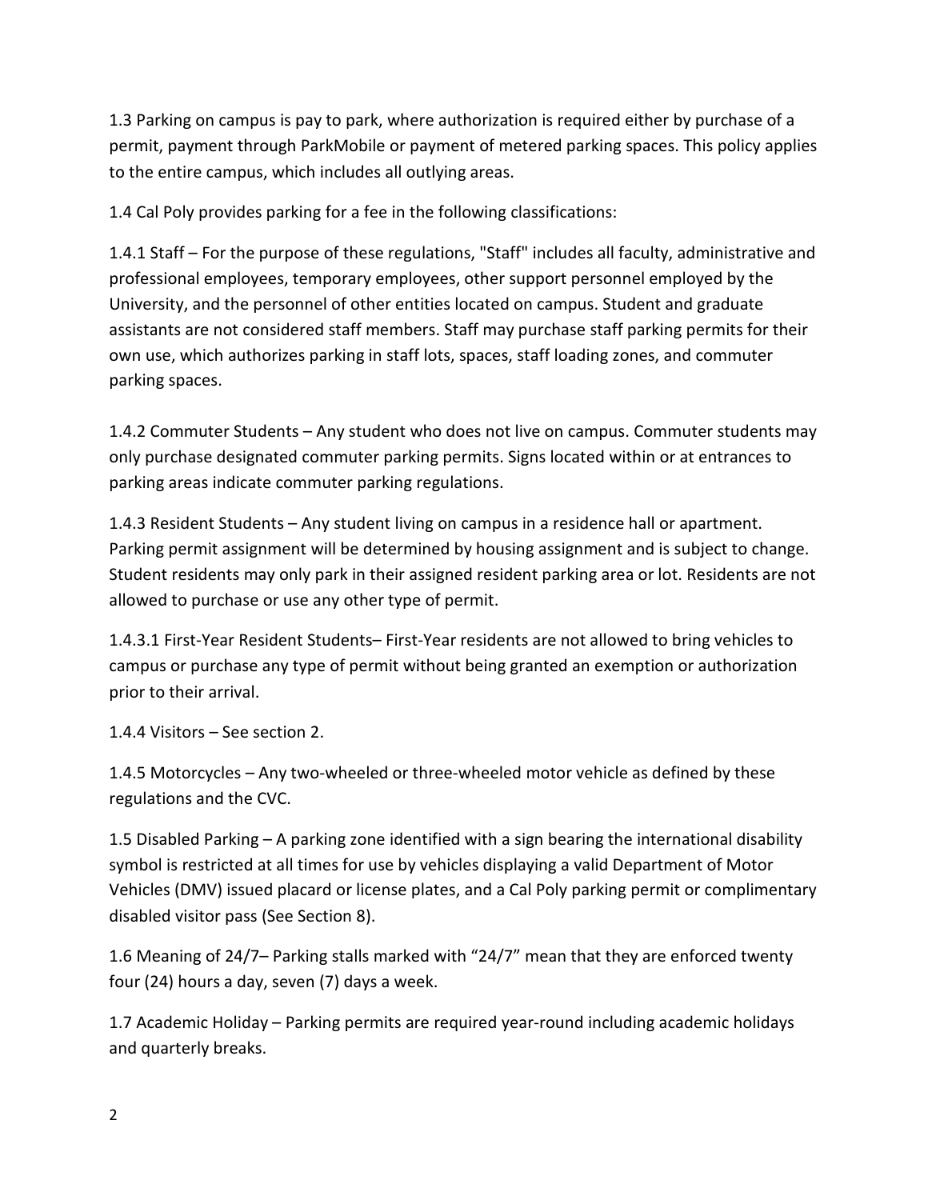1.3 Parking on campus is pay to park, where authorization is required either by purchase of a permit, payment through ParkMobile or payment of metered parking spaces. This policy applies to the entire campus, which includes all outlying areas.

1.4 Cal Poly provides parking for a fee in the following classifications:

1.4.1 Staff – For the purpose of these regulations, "Staff" includes all faculty, administrative and professional employees, temporary employees, other support personnel employed by the University, and the personnel of other entities located on campus. Student and graduate assistants are not considered staff members. Staff may purchase staff parking permits for their own use, which authorizes parking in staff lots, spaces, staff loading zones, and commuter parking spaces.

1.4.2 Commuter Students – Any student who does not live on campus. Commuter students may only purchase designated commuter parking permits. Signs located within or at entrances to parking areas indicate commuter parking regulations.

1.4.3 Resident Students – Any student living on campus in a residence hall or apartment. Parking permit assignment will be determined by housing assignment and is subject to change. Student residents may only park in their assigned resident parking area or lot. Residents are not allowed to purchase or use any other type of permit.

1.4.3.1 First-Year Resident Students– First-Year residents are not allowed to bring vehicles to campus or purchase any type of permit without being granted an exemption or authorization prior to their arrival.

1.4.4 Visitors – See section 2.

1.4.5 Motorcycles – Any two-wheeled or three-wheeled motor vehicle as defined by these regulations and the CVC.

1.5 Disabled Parking – A parking zone identified with a sign bearing the international disability symbol is restricted at all times for use by vehicles displaying a valid Department of Motor Vehicles (DMV) issued placard or license plates, and a Cal Poly parking permit or complimentary disabled visitor pass (See Section 8).

1.6 Meaning of 24/7– Parking stalls marked with "24/7" mean that they are enforced twenty four (24) hours a day, seven (7) days a week.

1.7 Academic Holiday – Parking permits are required year-round including academic holidays and quarterly breaks.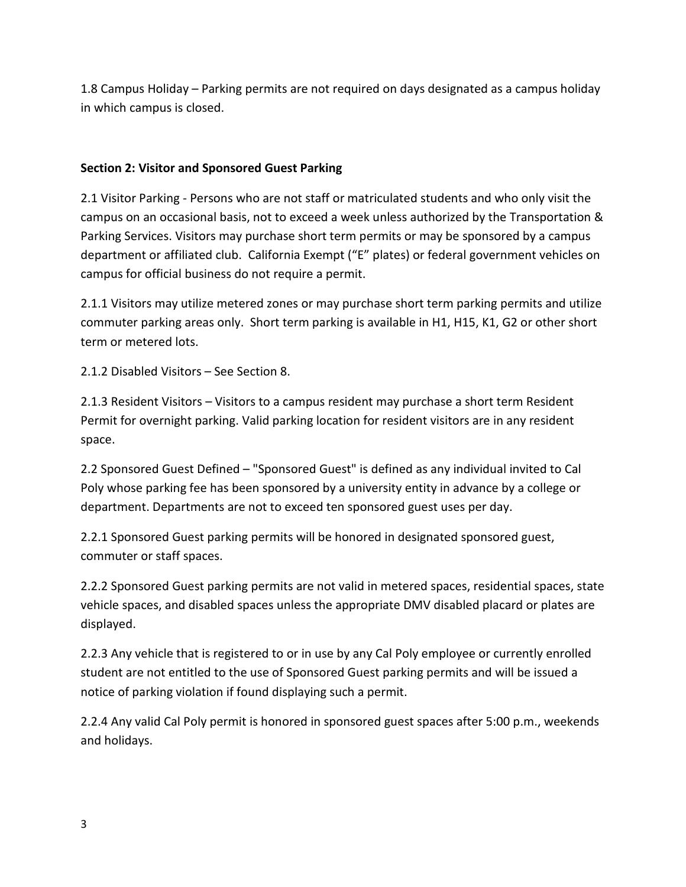1.8 Campus Holiday – Parking permits are not required on days designated as a campus holiday in which campus is closed.

## Section 2: Visitor and Sponsored Guest Parking

2.1 Visitor Parking - Persons who are not staff or matriculated students and who only visit the campus on an occasional basis, not to exceed a week unless authorized by the Transportation & Parking Services. Visitors may purchase short term permits or may be sponsored by a campus department or affiliated club. California Exempt ("E" plates) or federal government vehicles on campus for official business do not require a permit.

2.1.1 Visitors may utilize metered zones or may purchase short term parking permits and utilize commuter parking areas only. Short term parking is available in H1, H15, K1, G2 or other short term or metered lots.

2.1.2 Disabled Visitors – See Section 8.

2.1.3 Resident Visitors – Visitors to a campus resident may purchase a short term Resident Permit for overnight parking. Valid parking location for resident visitors are in any resident space.

2.2 Sponsored Guest Defined – "Sponsored Guest" is defined as any individual invited to Cal Poly whose parking fee has been sponsored by a university entity in advance by a college or department. Departments are not to exceed ten sponsored guest uses per day.

2.2.1 Sponsored Guest parking permits will be honored in designated sponsored guest, commuter or staff spaces.

2.2.2 Sponsored Guest parking permits are not valid in metered spaces, residential spaces, state vehicle spaces, and disabled spaces unless the appropriate DMV disabled placard or plates are displayed.

2.2.3 Any vehicle that is registered to or in use by any Cal Poly employee or currently enrolled student are not entitled to the use of Sponsored Guest parking permits and will be issued a notice of parking violation if found displaying such a permit.

2.2.4 Any valid Cal Poly permit is honored in sponsored guest spaces after 5:00 p.m., weekends and holidays.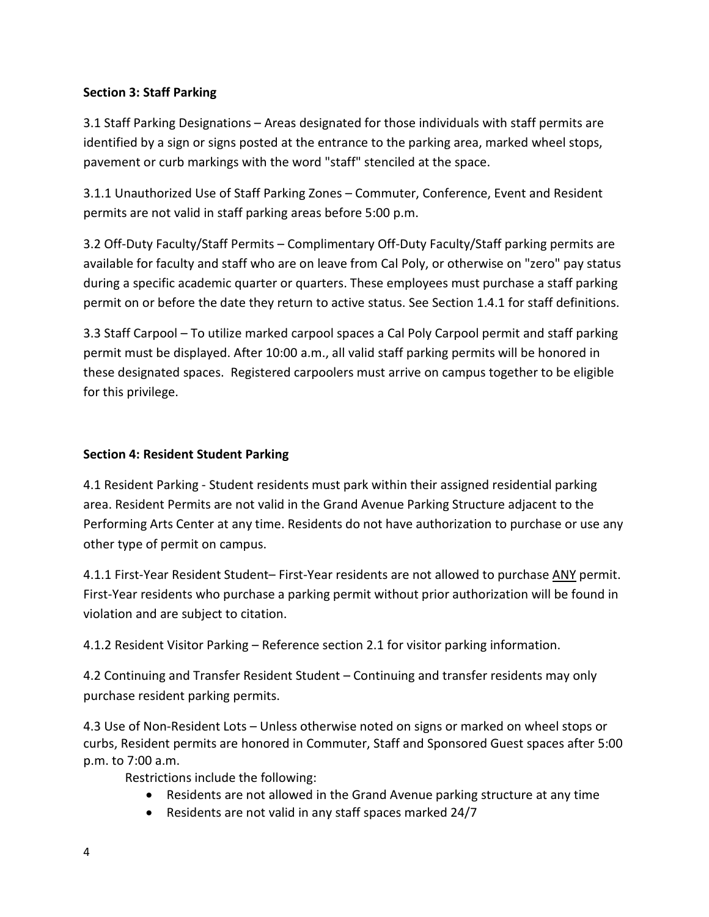**Section 3: Staff Parking**

3.1 Staff Parking Designations – Areas designated for those individuals with staff permits are identified by a sign or signs posted at the entrance to the parking area, marked wheel stops, pavement or curb markings with the word "staff" stenciled at the space.

3.1.1 Unauthorized Use of Staff Parking Zones – Commuter, Conference, Event and Resident permits are not valid in staff parking areas before 5:00 p.m.

3.2 Off-Duty Faculty/Staff Permits – Complimentary Off-Duty Faculty/Staff parking permits are available for faculty and staff who are on leave from Cal Poly, or otherwise on "zero" pay status during a specific academic quarter or quarters. These employees must purchase a staff parking permit on or before the date they return to active status. See Section 1.4.1 for staff definitions.

3.3 Staff Carpool – To utilize marked carpool spaces a Cal Poly Carpool permit and staff parking permit must be displayed. After 10:00 a.m., all valid staff parking permits will be honored in these designated spaces. Registered carpoolers must arrive on campus together to be eligible for this privilege.

**Section 4: Resident Student Parking**

4.1 Resident Parking - Student residents must park within their assigned residential parking area. Resident Permits are not valid in the Grand Avenue Parking Structure adjacent to the Performing Arts Center at any time. Residents do not have authorization to purchase or use any other type of permit on campus.

4.1.1 First-Year Resident Student– First-Year residents are not allowed to purchase ANY permit. First-Year residents who purchase a parking permit without prior authorization will be found in violation and are subject to citation.

4.1.2 Resident Visitor Parking – Reference section 2.1 for visitor parking information.

4.2 Continuing and Transfer Resident Student – Continuing and transfer residents may only purchase resident parking permits.

4.3 Use of Non-Resident Lots – Unless otherwise noted on signs or marked on wheel stops or curbs, Resident permits are honored in Commuter, Staff and Sponsored Guest spaces after 5:00 p.m. to 7:00 a.m.

Restrictions include the following:

- Residents are not allowed in the Grand Avenue parking structure at any time
- Residents are not valid in any staff spaces marked 24/7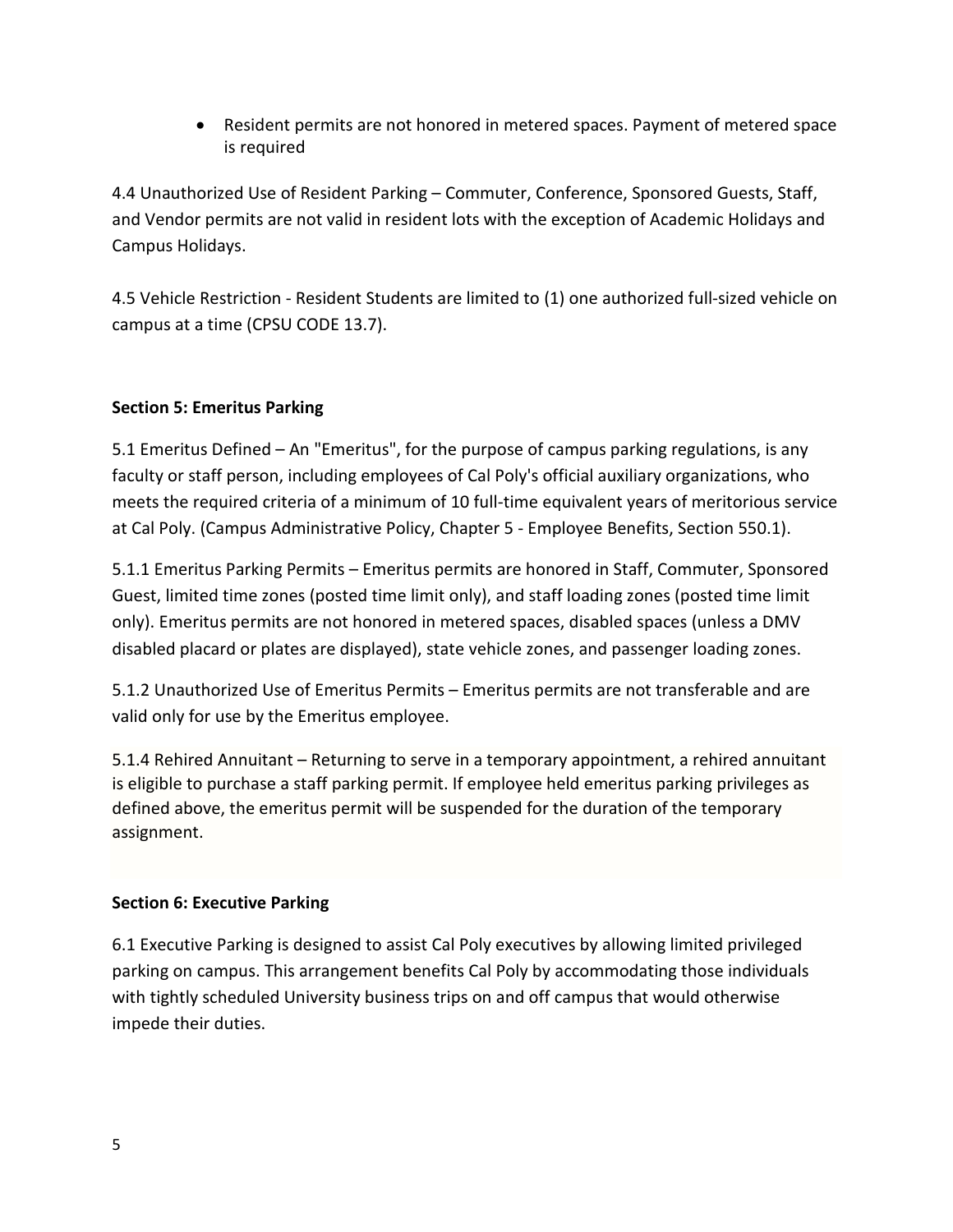- Resident permits are not honored in metered spaces. Payment of metered space is required

4.4 Unauthorized Use of Resident Parking – Commuter, Conference, Sponsored Guests, Staff, and Vendor permits are not valid in resident lots with the exception of Academic Holidays and Campus Holidays.

4.5 Vehicle Restriction - Resident Students are limited to (1) one authorized full-sized vehicle on campus at a time (CPSU CODE 13.7).

**Section 5: Emeritus Parking**

5.1 Emeritus Defined – An "Emeritus", for the purpose of campus parking regulations, is any faculty or staff person, including employees of Cal Poly's official auxiliary organizations, who meets the required criteria of a minimum of 10 full-time equivalent years of meritorious service at Cal Poly. (Campus Administrative Policy, Chapter 5 - Employee Benefits, Section 550.1).

5.1.1 Emeritus Parking Permits – Emeritus permits are honored in Staff, Commuter, Sponsored Guest, limited time zones (posted time limit only), and staff loading zones (posted time limit only). Emeritus permits are not honored in metered spaces, disabled spaces (unless a DMV disabled placard or plates are displayed), state vehicle zones, and passenger loading zones.

5.1.2 Unauthorized Use of Emeritus Permits – Emeritus permits are not transferable and are valid only for use by the Emeritus employee.

5.1.4 Rehired Annuitant – Returning to serve in a temporary appointment, a rehired annuitant is eligible to purchase a staff parking permit. If employee held emeritus parking privileges as defined above, the emeritus permit will be suspended for the duration of the temporary assignment.

**Section 6: Executive Parking**

6.1 Executive Parking is designed to assist Cal Poly executives by allowing limited privileged parking on campus. This arrangement benefits Cal Poly by accommodating those individuals with tightly scheduled University business trips on and off campus that would otherwise impede their duties.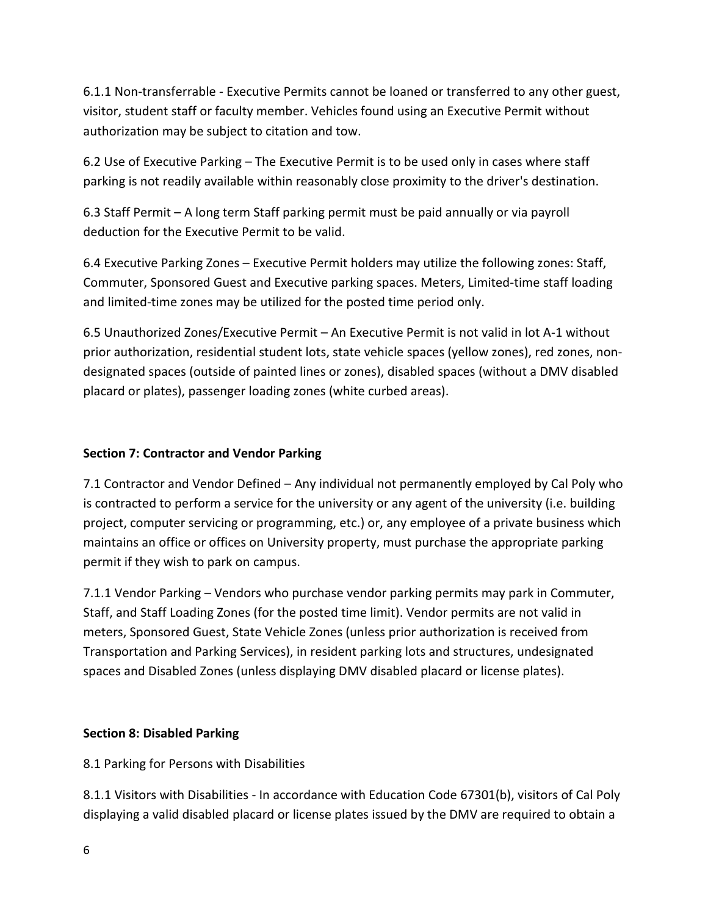6.1.1 Non-transferrable - Executive Permits cannot be loaned or transferred to any other guest, visitor, student staff or faculty member. Vehicles found using an Executive Permit without authorization may be subject to citation and tow.

6.2 Use of Executive Parking – The Executive Permit is to be used only in cases where staff parking is not readily available within reasonably close proximity to the driver's destination.

6.3 Staff Permit – A long term Staff parking permit must be paid annually or via payroll deduction for the Executive Permit to be valid.

6.4 Executive Parking Zones – Executive Permit holders may utilize the following zones: Staff, Commuter, Sponsored Guest and Executive parking spaces. Meters, Limited-time staff loading and limited-time zones may be utilized for the posted time period only.

6.5 Unauthorized Zones/Executive Permit – An Executive Permit is not valid in lot A-1 without prior authorization, residential student lots, state vehicle spaces (yellow zones), red zones, non-designated spaces (outside of painted lines or zones), disabled spaces (without a DMV disabled placard or plates), passenger loading zones (white curbed areas).

## Section 7: Contractor and Vendor Parking

7.1 Contractor and Vendor Defined – Any individual not permanently employed by Cal Poly who is contracted to perform a service for the university or any agent of the university (i.e. building project, computer servicing or programming, etc.) or, any employee of a private business which maintains an office or offices on University property, must purchase the appropriate parking permit if they wish to park on campus.

7.1.1 Vendor Parking – Vendors who purchase vendor parking permits may park in Commuter, Staff, and Staff Loading Zones (for the posted time limit). Vendor permits are not valid in meters, Sponsored Guest, State Vehicle Zones (unless prior authorization is received from Transportation and Parking Services), in resident parking lots and structures, undesignated spaces and Disabled Zones (unless displaying DMV disabled placard or license plates).

## Section 8: Disabled Parking

8.1 Parking for Persons with Disabilities

8.1.1 Visitors with Disabilities - In accordance with Education Code 67301(b), visitors of Cal Poly displaying a valid disabled placard or license plates issued by the DMV are required to obtain a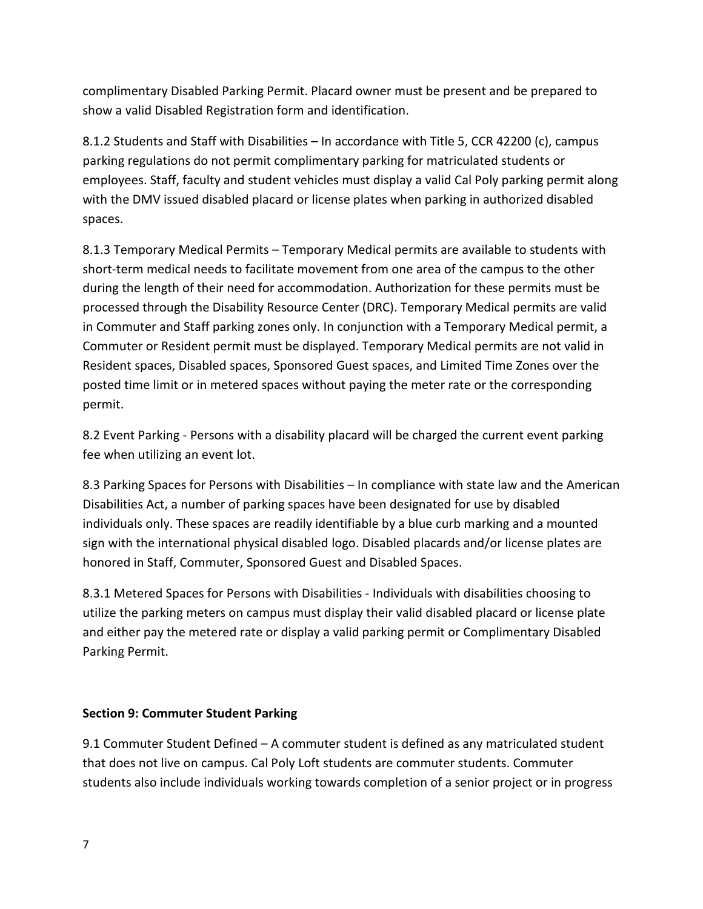complimentary Disabled Parking Permit. Placard owner must be present and be prepared to show a valid Disabled Registration form and identification.

8.1.2 Students and Staff with Disabilities – In accordance with Title 5, CCR 42200 (c), campus parking regulations do not permit complimentary parking for matriculated students or employees. Staff, faculty and student vehicles must display a valid Cal Poly parking permit along with the DMV issued disabled placard or license plates when parking in authorized disabled spaces.

8.1.3 Temporary Medical Permits – Temporary Medical permits are available to students with short-term medical needs to facilitate movement from one area of the campus to the other during the length of their need for accommodation. Authorization for these permits must be processed through the Disability Resource Center (DRC). Temporary Medical permits are valid in Commuter and Staff parking zones only. In conjunction with a Temporary Medical permit, a Commuter or Resident permit must be displayed. Temporary Medical permits are not valid in Resident spaces, Disabled spaces, Sponsored Guest spaces, and Limited Time Zones over the posted time limit or in metered spaces without paying the meter rate or the corresponding permit.

8.2 Event Parking - Persons with a disability placard will be charged the current event parking fee when utilizing an event lot.

8.3 Parking Spaces for Persons with Disabilities – In compliance with state law and the American Disabilities Act, a number of parking spaces have been designated for use by disabled individuals only. These spaces are readily identifiable by a blue curb marking and a mounted sign with the international physical disabled logo. Disabled placards and/or license plates are honored in Staff, Commuter, Sponsored Guest and Disabled Spaces.

8.3.1 Metered Spaces for Persons with Disabilities - Individuals with disabilities choosing to utilize the parking meters on campus must display their valid disabled placard or license plate and either pay the metered rate or display a valid parking permit or Complimentary Disabled Parking Permit.

## Section 9: Commuter Student Parking

9.1 Commuter Student Defined – A commuter student is defined as any matriculated student that does not live on campus. Cal Poly Loft students are commuter students. Commuter students also include individuals working towards completion of a senior project or in progress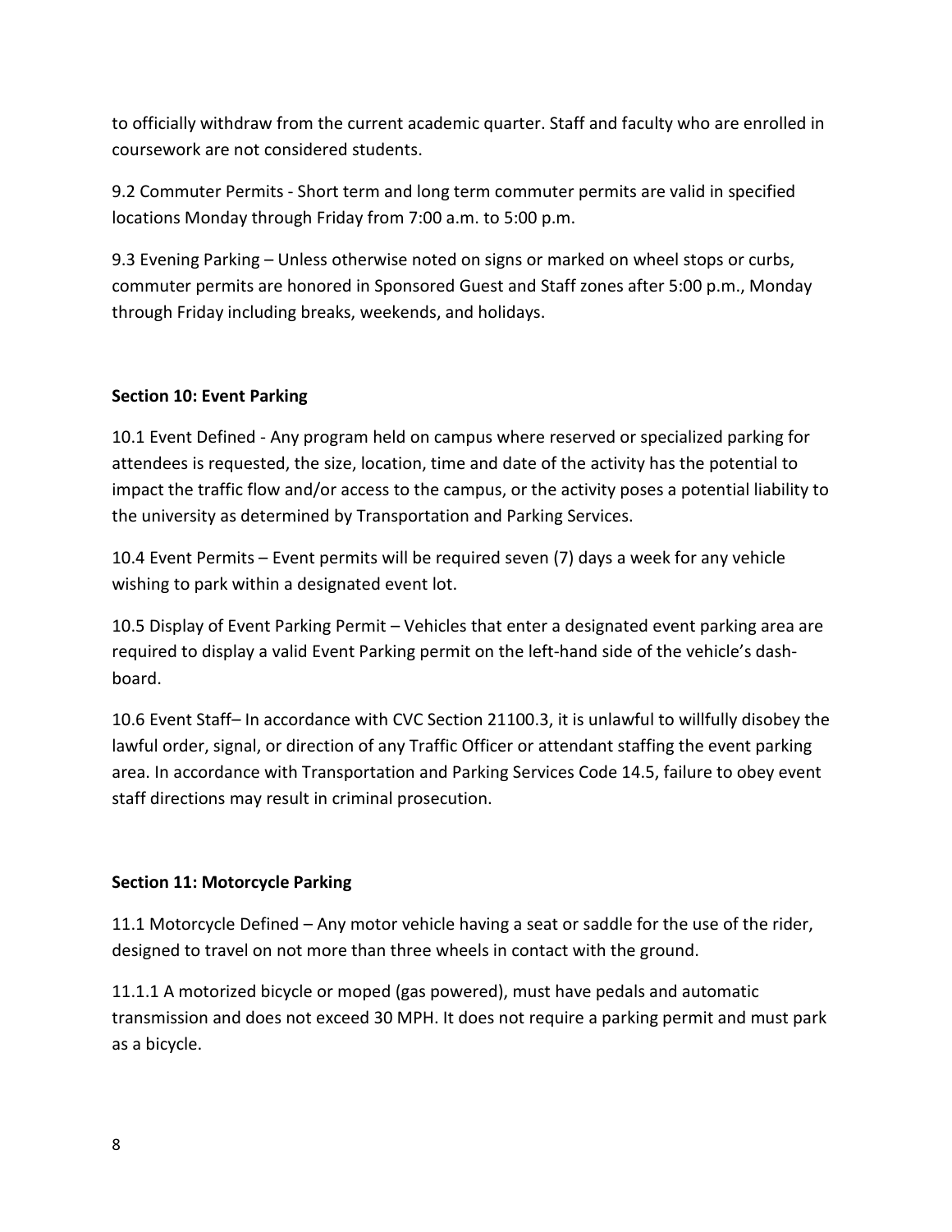to officially withdraw from the current academic quarter. Staff and faculty who are enrolled in coursework are not considered students.

9.2 Commuter Permits - Short term and long term commuter permits are valid in specified locations Monday through Friday from 7:00 a.m. to 5:00 p.m.

9.3 Evening Parking – Unless otherwise noted on signs or marked on wheel stops or curbs, commuter permits are honored in Sponsored Guest and Staff zones after 5:00 p.m., Monday through Friday including breaks, weekends, and holidays.

**Section 10: Event Parking**

10.1 Event Defined - Any program held on campus where reserved or specialized parking for attendees is requested, the size, location, time and date of the activity has the potential to impact the traffic flow and/or access to the campus, or the activity poses a potential liability to the university as determined by Transportation and Parking Services.

10.4 Event Permits – Event permits will be required seven (7) days a week for any vehicle wishing to park within a designated event lot.

10.5 Display of Event Parking Permit – Vehicles that enter a designated event parking area are required to display a valid Event Parking permit on the left-hand side of the vehicle's dash-board.

10.6 Event Staff– In accordance with CVC Section 21100.3, it is unlawful to willfully disobey the lawful order, signal, or direction of any Traffic Officer or attendant staffing the event parking area. In accordance with Transportation and Parking Services Code 14.5, failure to obey event staff directions may result in criminal prosecution.

**Section 11: Motorcycle Parking**

11.1 Motorcycle Defined – Any motor vehicle having a seat or saddle for the use of the rider, designed to travel on not more than three wheels in contact with the ground.

11.1.1 A motorized bicycle or moped (gas powered), must have pedals and automatic transmission and does not exceed 30 MPH. It does not require a parking permit and must park as a bicycle.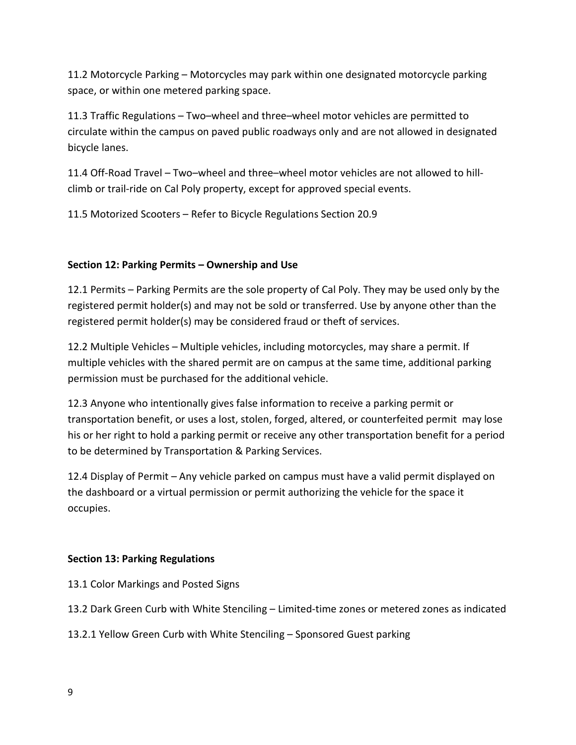11.2 Motorcycle Parking – Motorcycles may park within one designated motorcycle parking space, or within one metered parking space.

11.3 Traffic Regulations – Two–wheel and three–wheel motor vehicles are permitted to circulate within the campus on paved public roadways only and are not allowed in designated bicycle lanes.

11.4 Off-Road Travel – Two–wheel and three–wheel motor vehicles are not allowed to hill-climb or trail-ride on Cal Poly property, except for approved special events.

11.5 Motorized Scooters – Refer to Bicycle Regulations Section 20.9

**Section 12: Parking Permits – Ownership and Use**

12.1 Permits – Parking Permits are the sole property of Cal Poly. They may be used only by the registered permit holder(s) and may not be sold or transferred. Use by anyone other than the registered permit holder(s) may be considered fraud or theft of services.

12.2 Multiple Vehicles – Multiple vehicles, including motorcycles, may share a permit. If multiple vehicles with the shared permit are on campus at the same time, additional parking permission must be purchased for the additional vehicle.

12.3 Anyone who intentionally gives false information to receive a parking permit or transportation benefit, or uses a lost, stolen, forged, altered, or counterfeited permit may lose his or her right to hold a parking permit or receive any other transportation benefit for a period to be determined by Transportation & Parking Services.

12.4 Display of Permit – Any vehicle parked on campus must have a valid permit displayed on the dashboard or a virtual permission or permit authorizing the vehicle for the space it occupies.

**Section 13: Parking Regulations**

13.1 Color Markings and Posted Signs

13.2 Dark Green Curb with White Stenciling – Limited-time zones or metered zones as indicated

13.2.1 Yellow Green Curb with White Stenciling – Sponsored Guest parking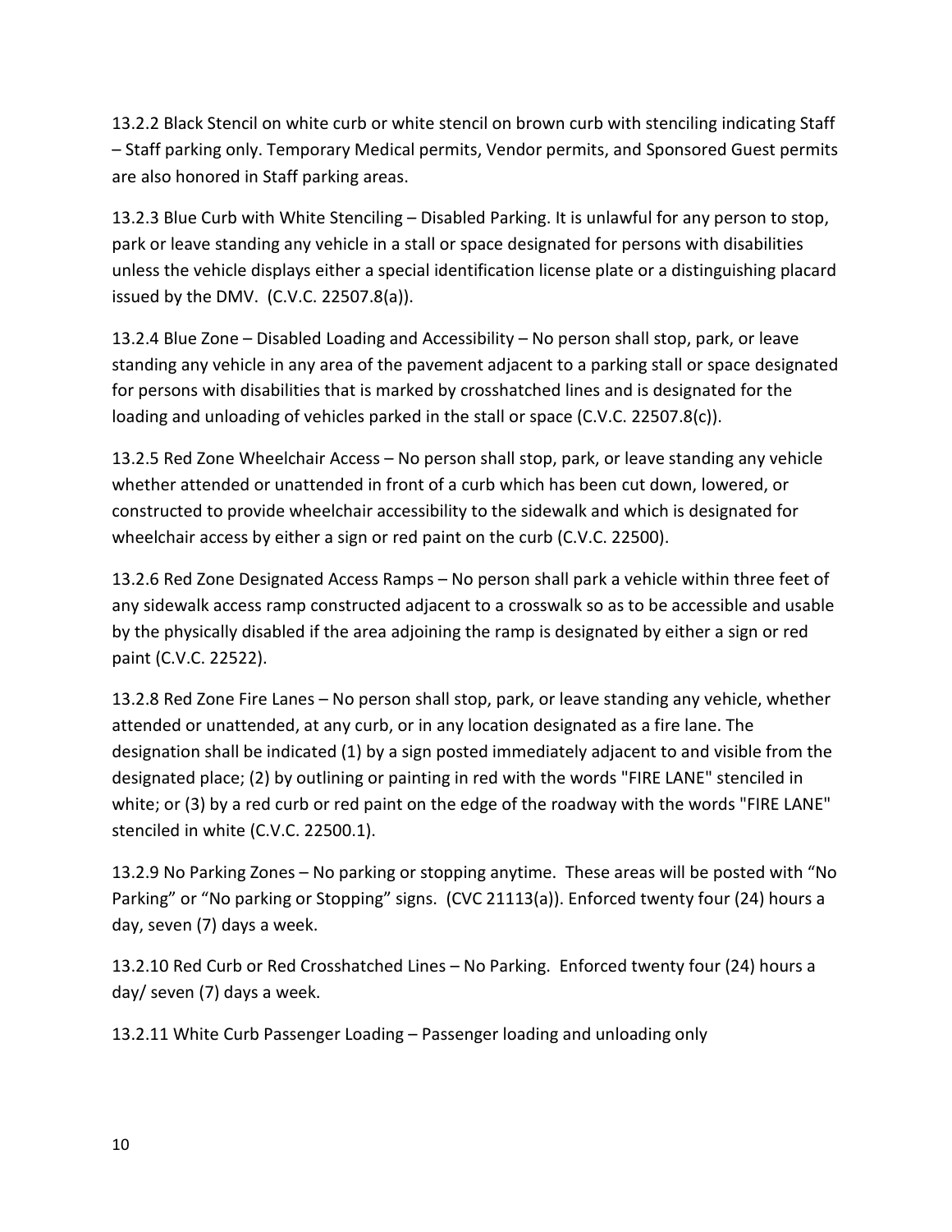13.2.2 Black Stencil on white curb or white stencil on brown curb with stenciling indicating Staff – Staff parking only. Temporary Medical permits, Vendor permits, and Sponsored Guest permits are also honored in Staff parking areas.

13.2.3 Blue Curb with White Stenciling – Disabled Parking. It is unlawful for any person to stop, park or leave standing any vehicle in a stall or space designated for persons with disabilities unless the vehicle displays either a special identification license plate or a distinguishing placard issued by the DMV. (C.V.C. 22507.8(a)).

13.2.4 Blue Zone – Disabled Loading and Accessibility – No person shall stop, park, or leave standing any vehicle in any area of the pavement adjacent to a parking stall or space designated for persons with disabilities that is marked by crosshatched lines and is designated for the loading and unloading of vehicles parked in the stall or space (C.V.C. 22507.8(c)).

13.2.5 Red Zone Wheelchair Access – No person shall stop, park, or leave standing any vehicle whether attended or unattended in front of a curb which has been cut down, lowered, or constructed to provide wheelchair accessibility to the sidewalk and which is designated for wheelchair access by either a sign or red paint on the curb (C.V.C. 22500).

13.2.6 Red Zone Designated Access Ramps – No person shall park a vehicle within three feet of any sidewalk access ramp constructed adjacent to a crosswalk so as to be accessible and usable by the physically disabled if the area adjoining the ramp is designated by either a sign or red paint (C.V.C. 22522).

13.2.8 Red Zone Fire Lanes – No person shall stop, park, or leave standing any vehicle, whether attended or unattended, at any curb, or in any location designated as a fire lane. The designation shall be indicated (1) by a sign posted immediately adjacent to and visible from the designated place; (2) by outlining or painting in red with the words "FIRE LANE" stenciled in white; or (3) by a red curb or red paint on the edge of the roadway with the words "FIRE LANE" stenciled in white (C.V.C. 22500.1).

13.2.9 No Parking Zones – No parking or stopping anytime. These areas will be posted with "No Parking" or "No parking or Stopping" signs. (CVC 21113(a)). Enforced twenty four (24) hours a day, seven (7) days a week.

13.2.10 Red Curb or Red Crosshatched Lines – No Parking. Enforced twenty four (24) hours a day/ seven (7) days a week.

13.2.11 White Curb Passenger Loading – Passenger loading and unloading only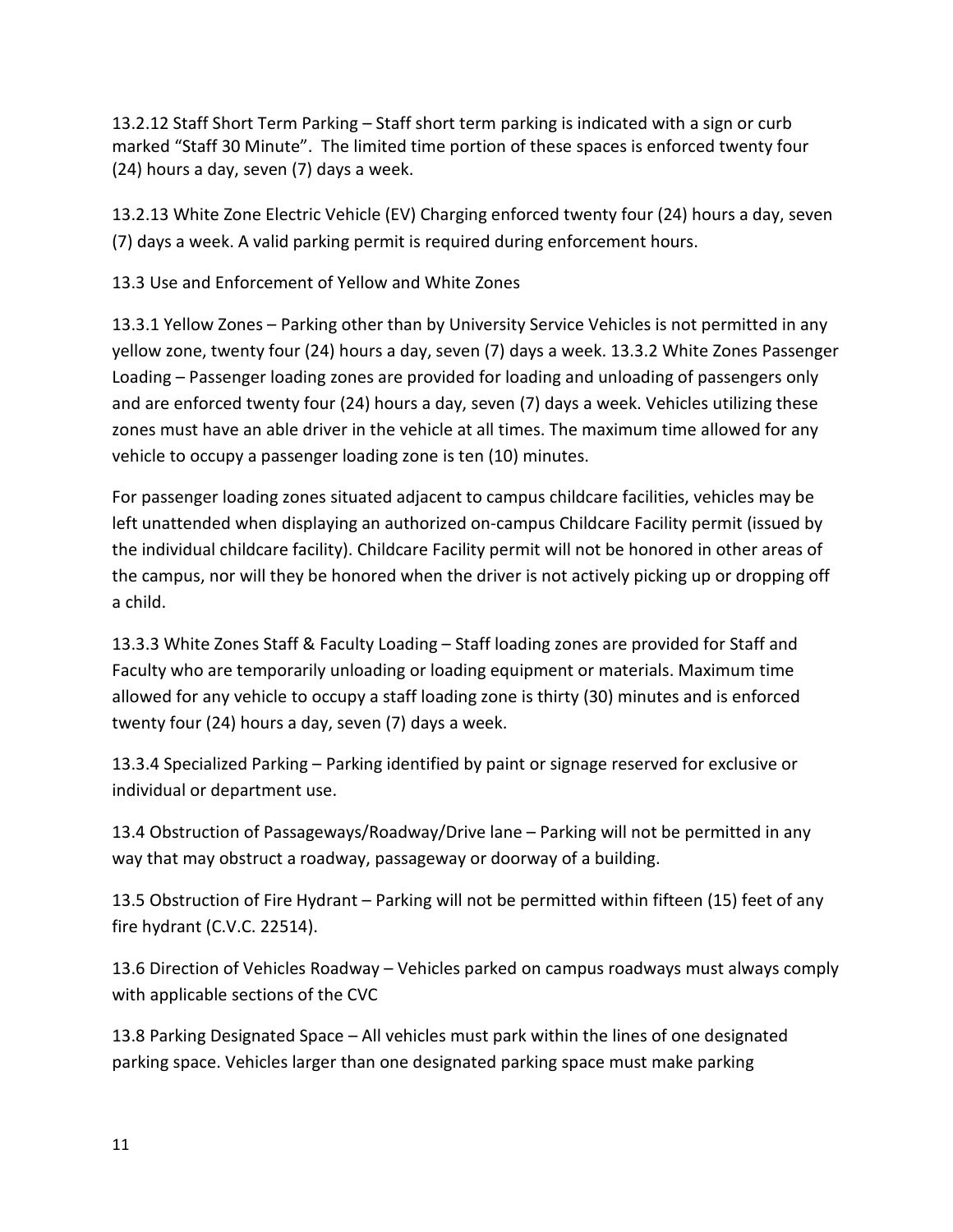13.2.12 Staff Short Term Parking – Staff short term parking is indicated with a sign or curb marked "Staff 30 Minute". The limited time portion of these spaces is enforced twenty four (24) hours a day, seven (7) days a week.

13.2.13 White Zone Electric Vehicle (EV) Charging enforced twenty four (24) hours a day, seven (7) days a week. A valid parking permit is required during enforcement hours.

13.3 Use and Enforcement of Yellow and White Zones

13.3.1 Yellow Zones – Parking other than by University Service Vehicles is not permitted in any yellow zone, twenty four (24) hours a day, seven (7) days a week. 13.3.2 White Zones Passenger Loading – Passenger loading zones are provided for loading and unloading of passengers only and are enforced twenty four (24) hours a day, seven (7) days a week. Vehicles utilizing these zones must have an able driver in the vehicle at all times. The maximum time allowed for any vehicle to occupy a passenger loading zone is ten (10) minutes.

For passenger loading zones situated adjacent to campus childcare facilities, vehicles may be left unattended when displaying an authorized on-campus Childcare Facility permit (issued by the individual childcare facility). Childcare Facility permit will not be honored in other areas of the campus, nor will they be honored when the driver is not actively picking up or dropping off a child.

13.3.3 White Zones Staff & Faculty Loading – Staff loading zones are provided for Staff and Faculty who are temporarily unloading or loading equipment or materials. Maximum time allowed for any vehicle to occupy a staff loading zone is thirty (30) minutes and is enforced twenty four (24) hours a day, seven (7) days a week.

13.3.4 Specialized Parking – Parking identified by paint or signage reserved for exclusive or individual or department use.

13.4 Obstruction of Passageways/Roadway/Drive lane – Parking will not be permitted in any way that may obstruct a roadway, passageway or doorway of a building.

13.5 Obstruction of Fire Hydrant – Parking will not be permitted within fifteen (15) feet of any fire hydrant (C.V.C. 22514).

13.6 Direction of Vehicles Roadway – Vehicles parked on campus roadways must always comply with applicable sections of the CVC

13.8 Parking Designated Space – All vehicles must park within the lines of one designated parking space. Vehicles larger than one designated parking space must make parking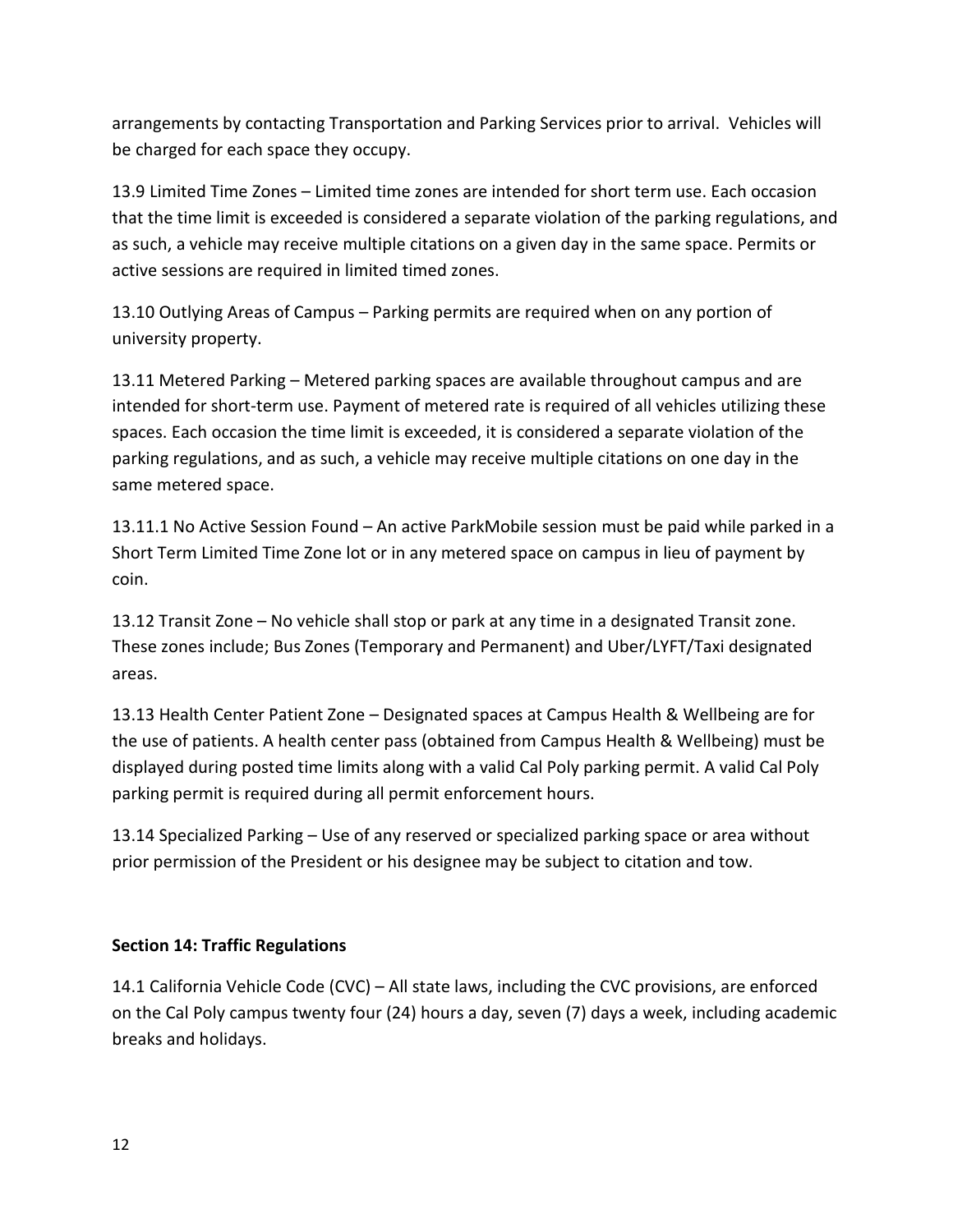arrangements by contacting Transportation and Parking Services prior to arrival.  Vehicles will be charged for each space they occupy.

13.9 Limited Time Zones – Limited time zones are intended for short term use. Each occasion that the time limit is exceeded is considered a separate violation of the parking regulations, and as such, a vehicle may receive multiple citations on a given day in the same space. Permits or active sessions are required in limited timed zones.

13.10 Outlying Areas of Campus – Parking permits are required when on any portion of university property.

13.11 Metered Parking – Metered parking spaces are available throughout campus and are intended for short-term use. Payment of metered rate is required of all vehicles utilizing these spaces. Each occasion the time limit is exceeded, it is considered a separate violation of the parking regulations, and as such, a vehicle may receive multiple citations on one day in the same metered space.

13.11.1 No Active Session Found – An active ParkMobile session must be paid while parked in a Short Term Limited Time Zone lot or in any metered space on campus in lieu of payment by coin.

13.12 Transit Zone – No vehicle shall stop or park at any time in a designated Transit zone. These zones include; Bus Zones (Temporary and Permanent) and Uber/LYFT/Taxi designated areas.

13.13 Health Center Patient Zone – Designated spaces at Campus Health & Wellbeing are for the use of patients. A health center pass (obtained from Campus Health & Wellbeing) must be displayed during posted time limits along with a valid Cal Poly parking permit. A valid Cal Poly parking permit is required during all permit enforcement hours.

13.14 Specialized Parking – Use of any reserved or specialized parking space or area without prior permission of the President or his designee may be subject to citation and tow.

**Section 14: Traffic Regulations**

14.1 California Vehicle Code (CVC) – All state laws, including the CVC provisions, are enforced on the Cal Poly campus twenty four (24) hours a day, seven (7) days a week, including academic breaks and holidays.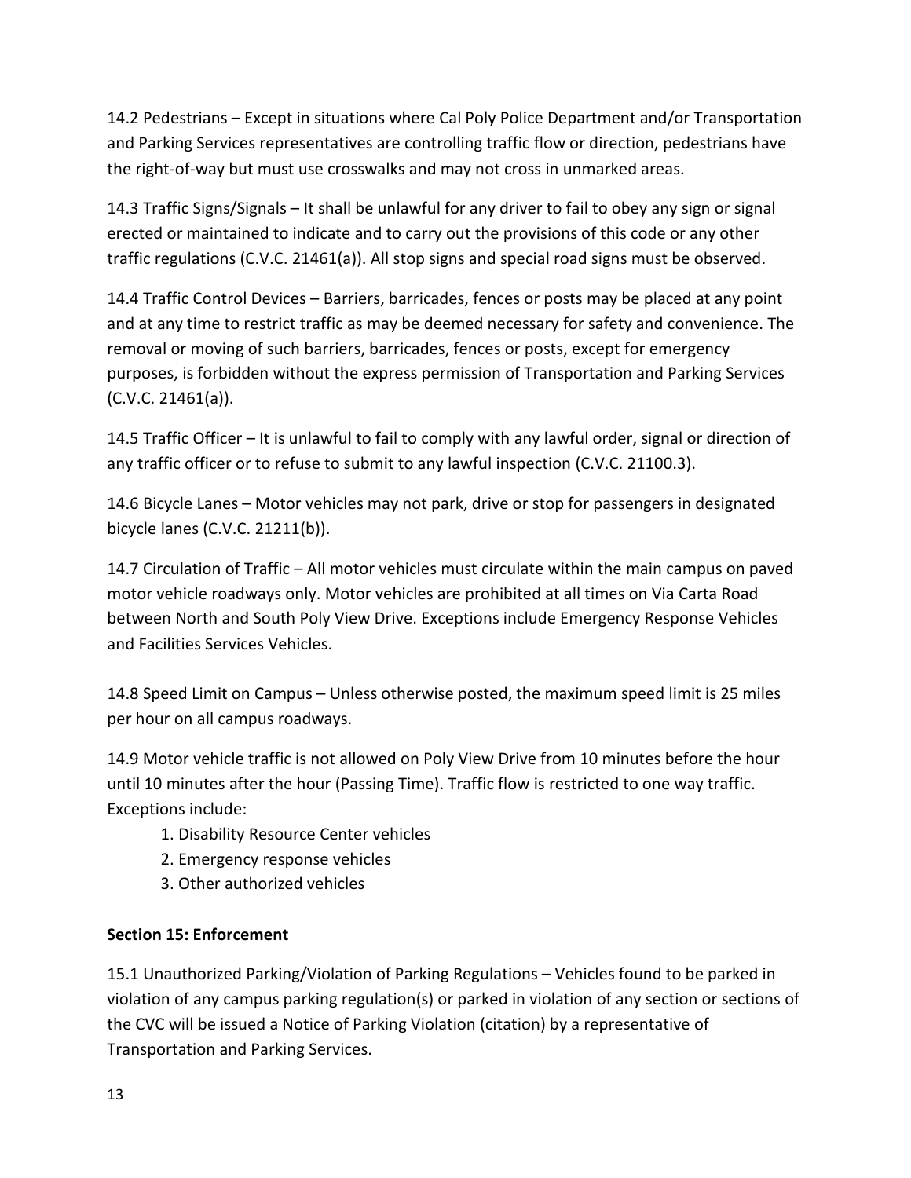14.2 Pedestrians – Except in situations where Cal Poly Police Department and/or Transportation and Parking Services representatives are controlling traffic flow or direction, pedestrians have the right-of-way but must use crosswalks and may not cross in unmarked areas.

14.3 Traffic Signs/Signals – It shall be unlawful for any driver to fail to obey any sign or signal erected or maintained to indicate and to carry out the provisions of this code or any other traffic regulations (C.V.C. 21461(a)). All stop signs and special road signs must be observed.

14.4 Traffic Control Devices – Barriers, barricades, fences or posts may be placed at any point and at any time to restrict traffic as may be deemed necessary for safety and convenience. The removal or moving of such barriers, barricades, fences or posts, except for emergency purposes, is forbidden without the express permission of Transportation and Parking Services (C.V.C. 21461(a)).

14.5 Traffic Officer – It is unlawful to fail to comply with any lawful order, signal or direction of any traffic officer or to refuse to submit to any lawful inspection (C.V.C. 21100.3).

14.6 Bicycle Lanes – Motor vehicles may not park, drive or stop for passengers in designated bicycle lanes (C.V.C. 21211(b)).

14.7 Circulation of Traffic – All motor vehicles must circulate within the main campus on paved motor vehicle roadways only. Motor vehicles are prohibited at all times on Via Carta Road between North and South Poly View Drive. Exceptions include Emergency Response Vehicles and Facilities Services Vehicles.

14.8 Speed Limit on Campus – Unless otherwise posted, the maximum speed limit is 25 miles per hour on all campus roadways.

14.9 Motor vehicle traffic is not allowed on Poly View Drive from 10 minutes before the hour until 10 minutes after the hour (Passing Time). Traffic flow is restricted to one way traffic. Exceptions include:

1. Disability Resource Center vehicles
2. Emergency response vehicles
3. Other authorized vehicles

## Section 15: Enforcement

15.1 Unauthorized Parking/Violation of Parking Regulations – Vehicles found to be parked in violation of any campus parking regulation(s) or parked in violation of any section or sections of the CVC will be issued a Notice of Parking Violation (citation) by a representative of Transportation and Parking Services.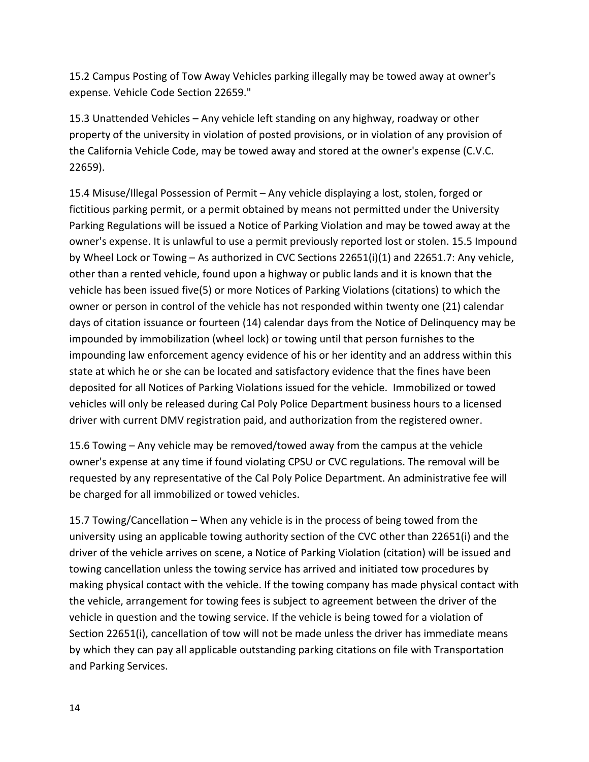15.2 Campus Posting of Tow Away Vehicles parking illegally may be towed away at owner's expense. Vehicle Code Section 22659."

15.3 Unattended Vehicles – Any vehicle left standing on any highway, roadway or other property of the university in violation of posted provisions, or in violation of any provision of the California Vehicle Code, may be towed away and stored at the owner's expense (C.V.C. 22659).

15.4 Misuse/Illegal Possession of Permit – Any vehicle displaying a lost, stolen, forged or fictitious parking permit, or a permit obtained by means not permitted under the University Parking Regulations will be issued a Notice of Parking Violation and may be towed away at the owner's expense. It is unlawful to use a permit previously reported lost or stolen. 15.5 Impound by Wheel Lock or Towing – As authorized in CVC Sections 22651(i)(1) and 22651.7: Any vehicle, other than a rented vehicle, found upon a highway or public lands and it is known that the vehicle has been issued five(5) or more Notices of Parking Violations (citations) to which the owner or person in control of the vehicle has not responded within twenty one (21) calendar days of citation issuance or fourteen (14) calendar days from the Notice of Delinquency may be impounded by immobilization (wheel lock) or towing until that person furnishes to the impounding law enforcement agency evidence of his or her identity and an address within this state at which he or she can be located and satisfactory evidence that the fines have been deposited for all Notices of Parking Violations issued for the vehicle. Immobilized or towed vehicles will only be released during Cal Poly Police Department business hours to a licensed driver with current DMV registration paid, and authorization from the registered owner.

15.6 Towing – Any vehicle may be removed/towed away from the campus at the vehicle owner's expense at any time if found violating CPSU or CVC regulations. The removal will be requested by any representative of the Cal Poly Police Department. An administrative fee will be charged for all immobilized or towed vehicles.

15.7 Towing/Cancellation – When any vehicle is in the process of being towed from the university using an applicable towing authority section of the CVC other than 22651(i) and the driver of the vehicle arrives on scene, a Notice of Parking Violation (citation) will be issued and towing cancellation unless the towing service has arrived and initiated tow procedures by making physical contact with the vehicle. If the towing company has made physical contact with the vehicle, arrangement for towing fees is subject to agreement between the driver of the vehicle in question and the towing service. If the vehicle is being towed for a violation of Section 22651(i), cancellation of tow will not be made unless the driver has immediate means by which they can pay all applicable outstanding parking citations on file with Transportation and Parking Services.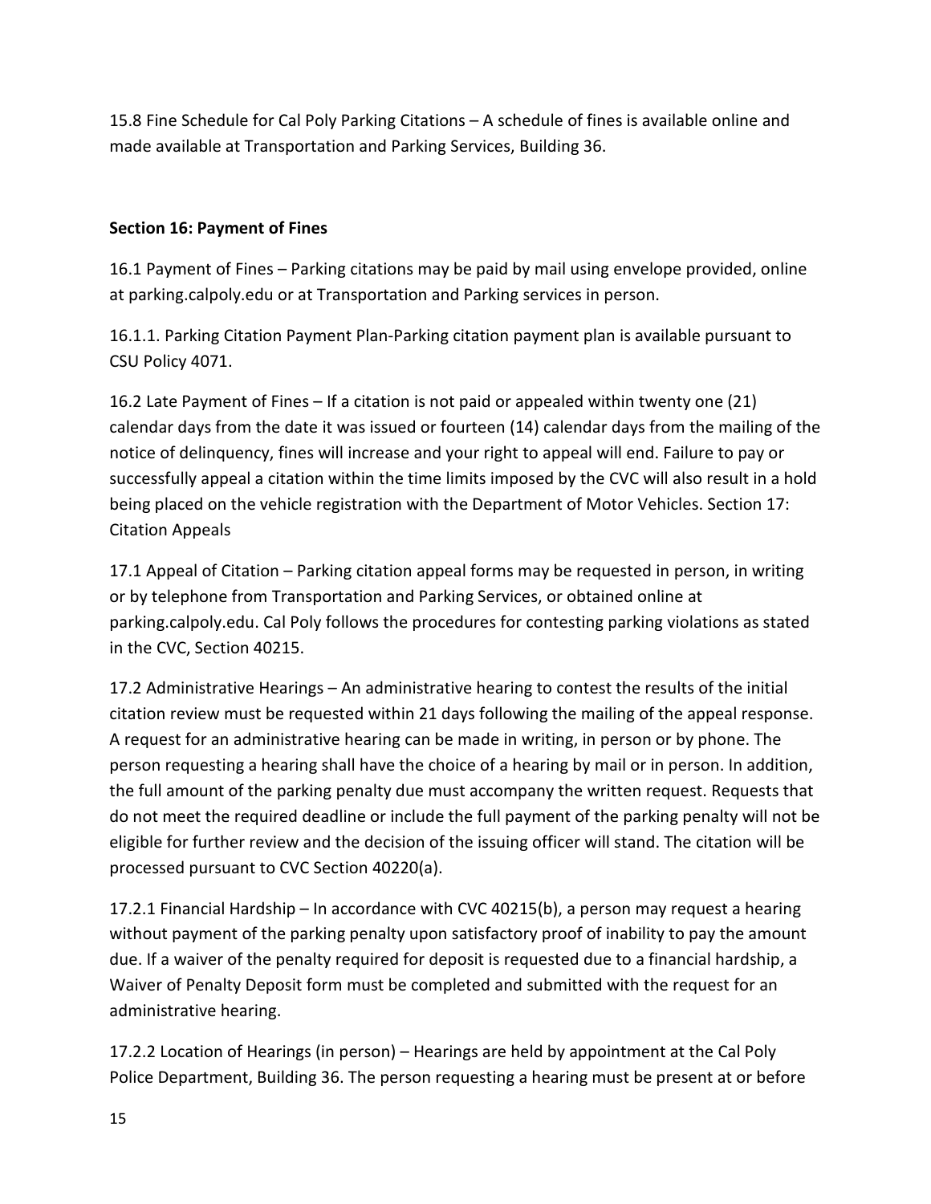15.8 Fine Schedule for Cal Poly Parking Citations – A schedule of fines is available online and made available at Transportation and Parking Services, Building 36.

**Section 16: Payment of Fines**

16.1 Payment of Fines – Parking citations may be paid by mail using envelope provided, online at parking.calpoly.edu or at Transportation and Parking services in person.

16.1.1. Parking Citation Payment Plan-Parking citation payment plan is available pursuant to CSU Policy 4071.

16.2 Late Payment of Fines – If a citation is not paid or appealed within twenty one (21) calendar days from the date it was issued or fourteen (14) calendar days from the mailing of the notice of delinquency, fines will increase and your right to appeal will end. Failure to pay or successfully appeal a citation within the time limits imposed by the CVC will also result in a hold being placed on the vehicle registration with the Department of Motor Vehicles. Section 17: Citation Appeals

17.1 Appeal of Citation – Parking citation appeal forms may be requested in person, in writing or by telephone from Transportation and Parking Services, or obtained online at parking.calpoly.edu. Cal Poly follows the procedures for contesting parking violations as stated in the CVC, Section 40215.

17.2 Administrative Hearings – An administrative hearing to contest the results of the initial citation review must be requested within 21 days following the mailing of the appeal response. A request for an administrative hearing can be made in writing, in person or by phone. The person requesting a hearing shall have the choice of a hearing by mail or in person. In addition, the full amount of the parking penalty due must accompany the written request. Requests that do not meet the required deadline or include the full payment of the parking penalty will not be eligible for further review and the decision of the issuing officer will stand. The citation will be processed pursuant to CVC Section 40220(a).

17.2.1 Financial Hardship – In accordance with CVC 40215(b), a person may request a hearing without payment of the parking penalty upon satisfactory proof of inability to pay the amount due. If a waiver of the penalty required for deposit is requested due to a financial hardship, a Waiver of Penalty Deposit form must be completed and submitted with the request for an administrative hearing.

17.2.2 Location of Hearings (in person) – Hearings are held by appointment at the Cal Poly Police Department, Building 36. The person requesting a hearing must be present at or before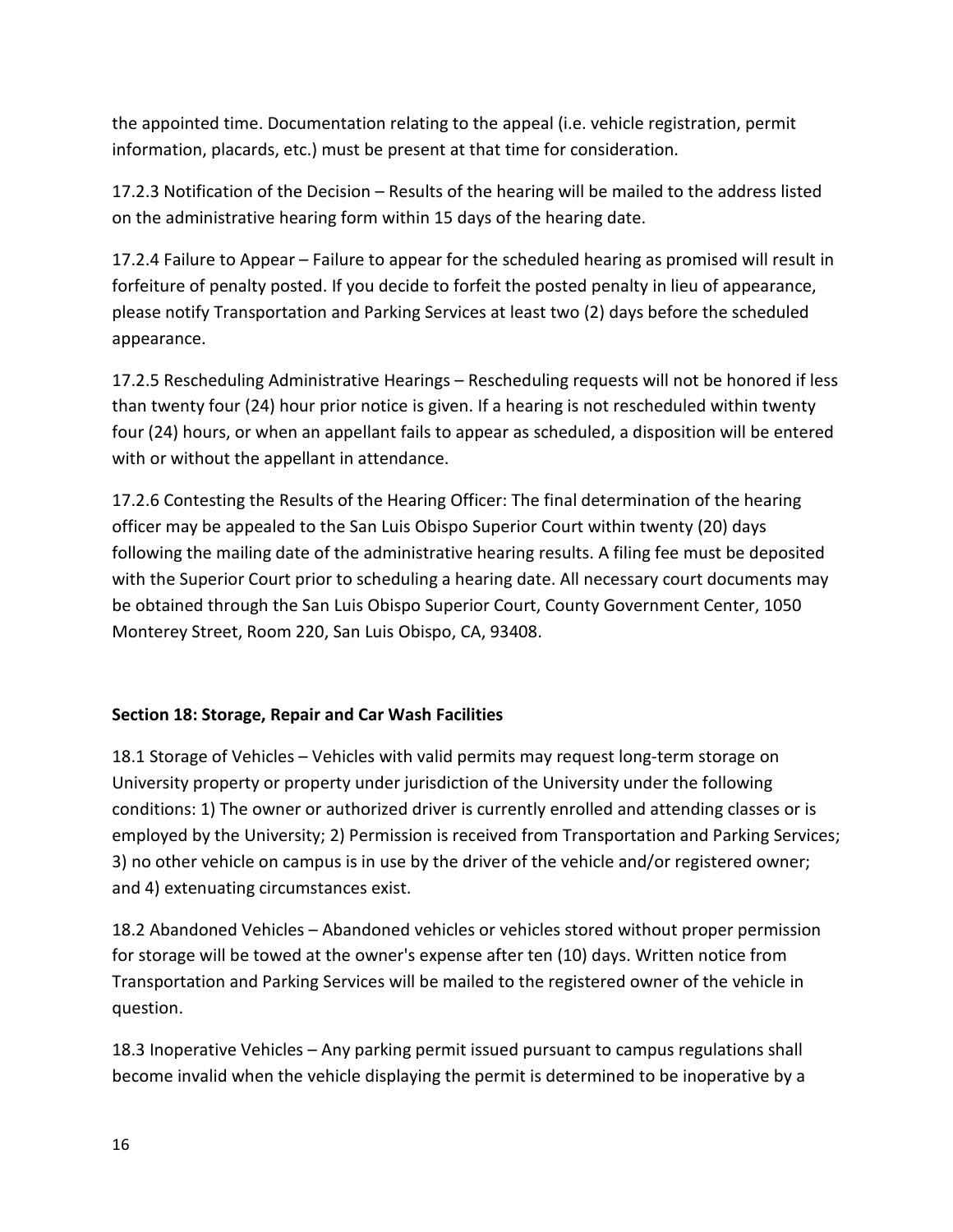the appointed time. Documentation relating to the appeal (i.e. vehicle registration, permit information, placards, etc.) must be present at that time for consideration.

17.2.3 Notification of the Decision – Results of the hearing will be mailed to the address listed on the administrative hearing form within 15 days of the hearing date.

17.2.4 Failure to Appear – Failure to appear for the scheduled hearing as promised will result in forfeiture of penalty posted. If you decide to forfeit the posted penalty in lieu of appearance, please notify Transportation and Parking Services at least two (2) days before the scheduled appearance.

17.2.5 Rescheduling Administrative Hearings – Rescheduling requests will not be honored if less than twenty four (24) hour prior notice is given. If a hearing is not rescheduled within twenty four (24) hours, or when an appellant fails to appear as scheduled, a disposition will be entered with or without the appellant in attendance.

17.2.6 Contesting the Results of the Hearing Officer: The final determination of the hearing officer may be appealed to the San Luis Obispo Superior Court within twenty (20) days following the mailing date of the administrative hearing results. A filing fee must be deposited with the Superior Court prior to scheduling a hearing date. All necessary court documents may be obtained through the San Luis Obispo Superior Court, County Government Center, 1050 Monterey Street, Room 220, San Luis Obispo, CA, 93408.

**Section 18: Storage, Repair and Car Wash Facilities**

18.1 Storage of Vehicles – Vehicles with valid permits may request long-term storage on University property or property under jurisdiction of the University under the following conditions: 1) The owner or authorized driver is currently enrolled and attending classes or is employed by the University; 2) Permission is received from Transportation and Parking Services; 3) no other vehicle on campus is in use by the driver of the vehicle and/or registered owner; and 4) extenuating circumstances exist.

18.2 Abandoned Vehicles – Abandoned vehicles or vehicles stored without proper permission for storage will be towed at the owner's expense after ten (10) days. Written notice from Transportation and Parking Services will be mailed to the registered owner of the vehicle in question.

18.3 Inoperative Vehicles – Any parking permit issued pursuant to campus regulations shall become invalid when the vehicle displaying the permit is determined to be inoperative by a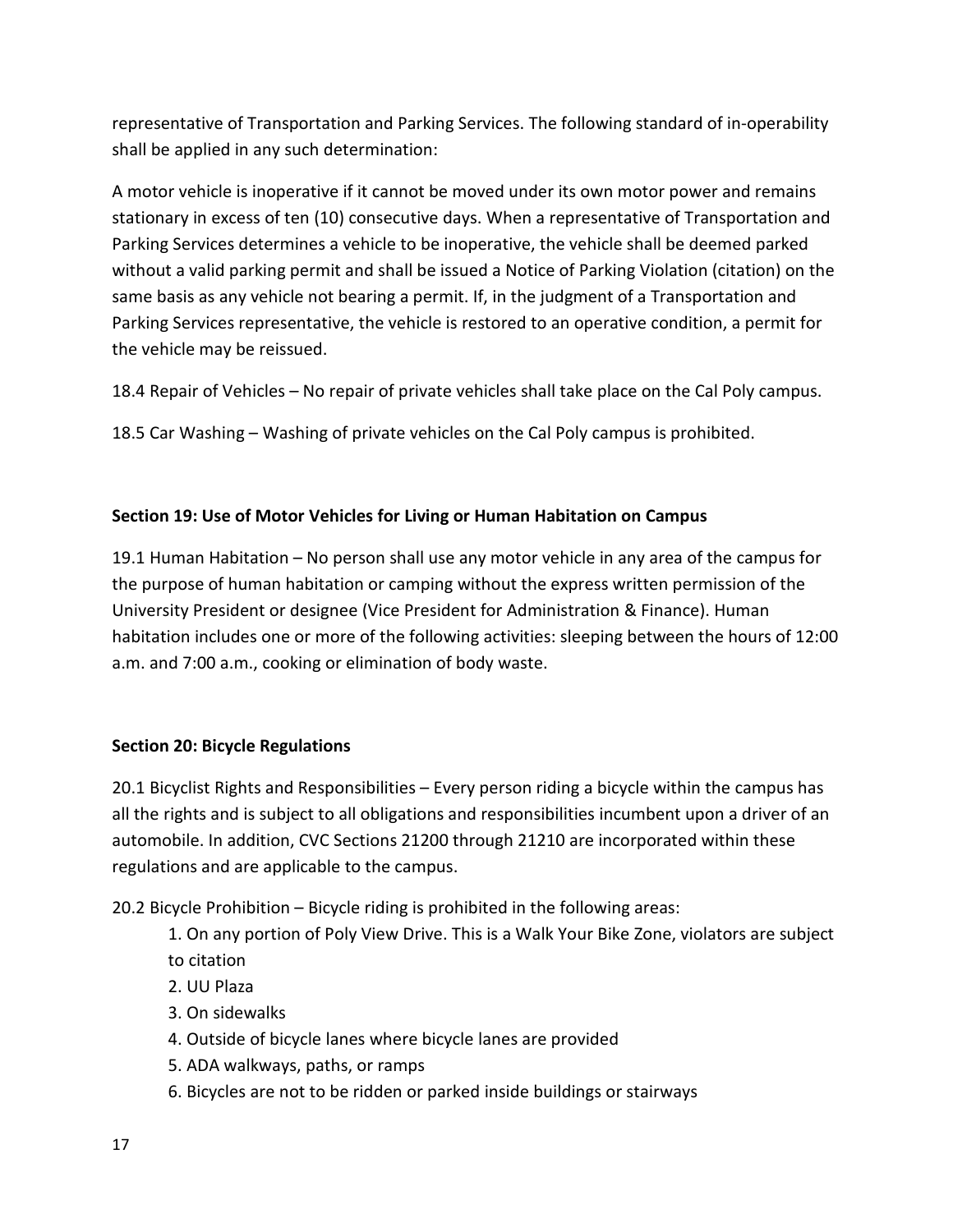representative of Transportation and Parking Services. The following standard of in-operability shall be applied in any such determination:

A motor vehicle is inoperative if it cannot be moved under its own motor power and remains stationary in excess of ten (10) consecutive days. When a representative of Transportation and Parking Services determines a vehicle to be inoperative, the vehicle shall be deemed parked without a valid parking permit and shall be issued a Notice of Parking Violation (citation) on the same basis as any vehicle not bearing a permit. If, in the judgment of a Transportation and Parking Services representative, the vehicle is restored to an operative condition, a permit for the vehicle may be reissued.

18.4 Repair of Vehicles – No repair of private vehicles shall take place on the Cal Poly campus.

18.5 Car Washing – Washing of private vehicles on the Cal Poly campus is prohibited.

**Section 19: Use of Motor Vehicles for Living or Human Habitation on Campus**

19.1 Human Habitation – No person shall use any motor vehicle in any area of the campus for the purpose of human habitation or camping without the express written permission of the University President or designee (Vice President for Administration & Finance). Human habitation includes one or more of the following activities: sleeping between the hours of 12:00 a.m. and 7:00 a.m., cooking or elimination of body waste.

**Section 20: Bicycle Regulations**

20.1 Bicyclist Rights and Responsibilities – Every person riding a bicycle within the campus has all the rights and is subject to all obligations and responsibilities incumbent upon a driver of an automobile. In addition, CVC Sections 21200 through 21210 are incorporated within these regulations and are applicable to the campus.

20.2 Bicycle Prohibition – Bicycle riding is prohibited in the following areas:

1. On any portion of Poly View Drive. This is a Walk Your Bike Zone, violators are subject to citation
2. UU Plaza
3. On sidewalks
4. Outside of bicycle lanes where bicycle lanes are provided
5. ADA walkways, paths, or ramps
6. Bicycles are not to be ridden or parked inside buildings or stairways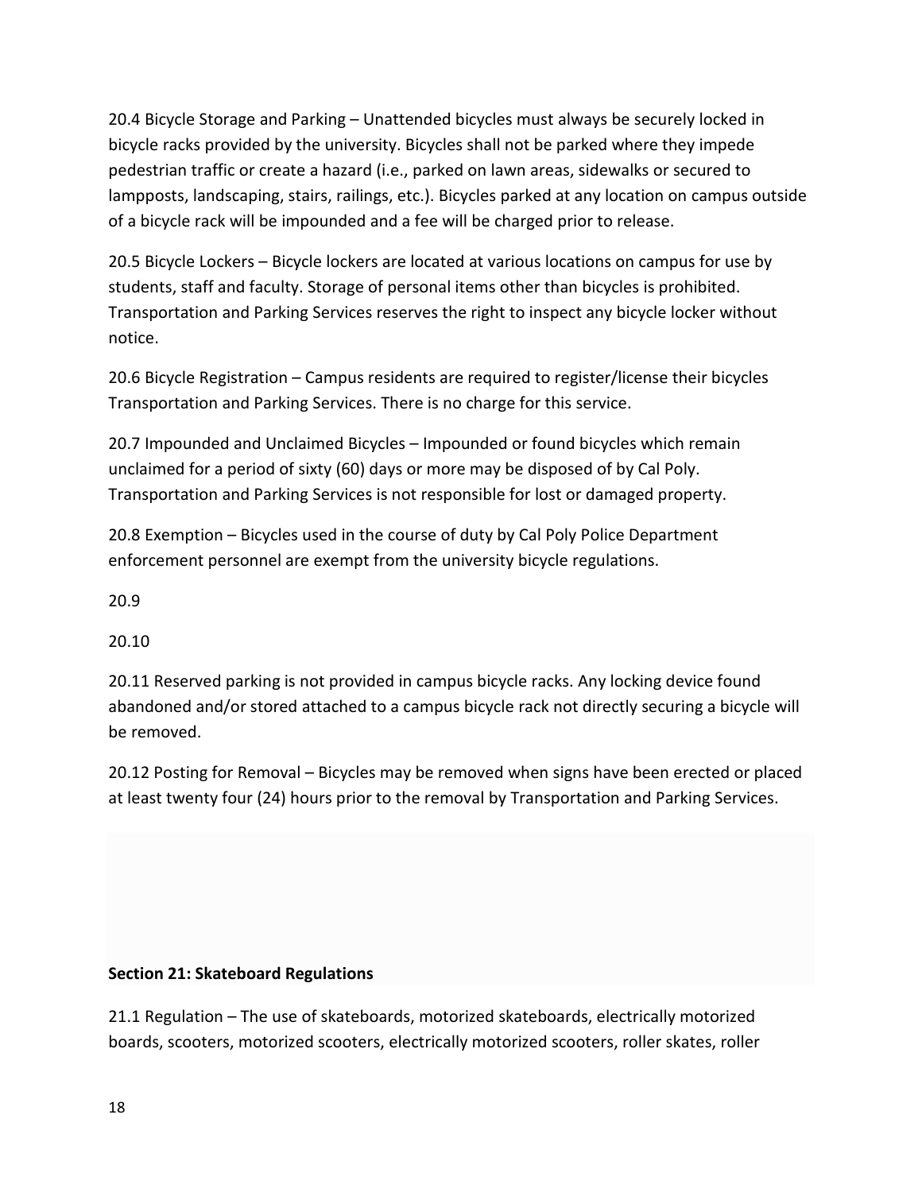20.4 Bicycle Storage and Parking – Unattended bicycles must always be securely locked in bicycle racks provided by the university. Bicycles shall not be parked where they impede pedestrian traffic or create a hazard (i.e., parked on lawn areas, sidewalks or secured to lampposts, landscaping, stairs, railings, etc.). Bicycles parked at any location on campus outside of a bicycle rack will be impounded and a fee will be charged prior to release.

20.5 Bicycle Lockers – Bicycle lockers are located at various locations on campus for use by students, staff and faculty. Storage of personal items other than bicycles is prohibited. Transportation and Parking Services reserves the right to inspect any bicycle locker without notice.

20.6 Bicycle Registration – Campus residents are required to register/license their bicycles Transportation and Parking Services. There is no charge for this service.

20.7 Impounded and Unclaimed Bicycles – Impounded or found bicycles which remain unclaimed for a period of sixty (60) days or more may be disposed of by Cal Poly. Transportation and Parking Services is not responsible for lost or damaged property.

20.8 Exemption – Bicycles used in the course of duty by Cal Poly Police Department enforcement personnel are exempt from the university bicycle regulations.

20.9

20.10

20.11 Reserved parking is not provided in campus bicycle racks. Any locking device found abandoned and/or stored attached to a campus bicycle rack not directly securing a bicycle will be removed.

20.12 Posting for Removal – Bicycles may be removed when signs have been erected or placed at least twenty four (24) hours prior to the removal by Transportation and Parking Services.

## Section 21: Skateboard Regulations

21.1 Regulation – The use of skateboards, motorized skateboards, electrically motorized boards, scooters, motorized scooters, electrically motorized scooters, roller skates, roller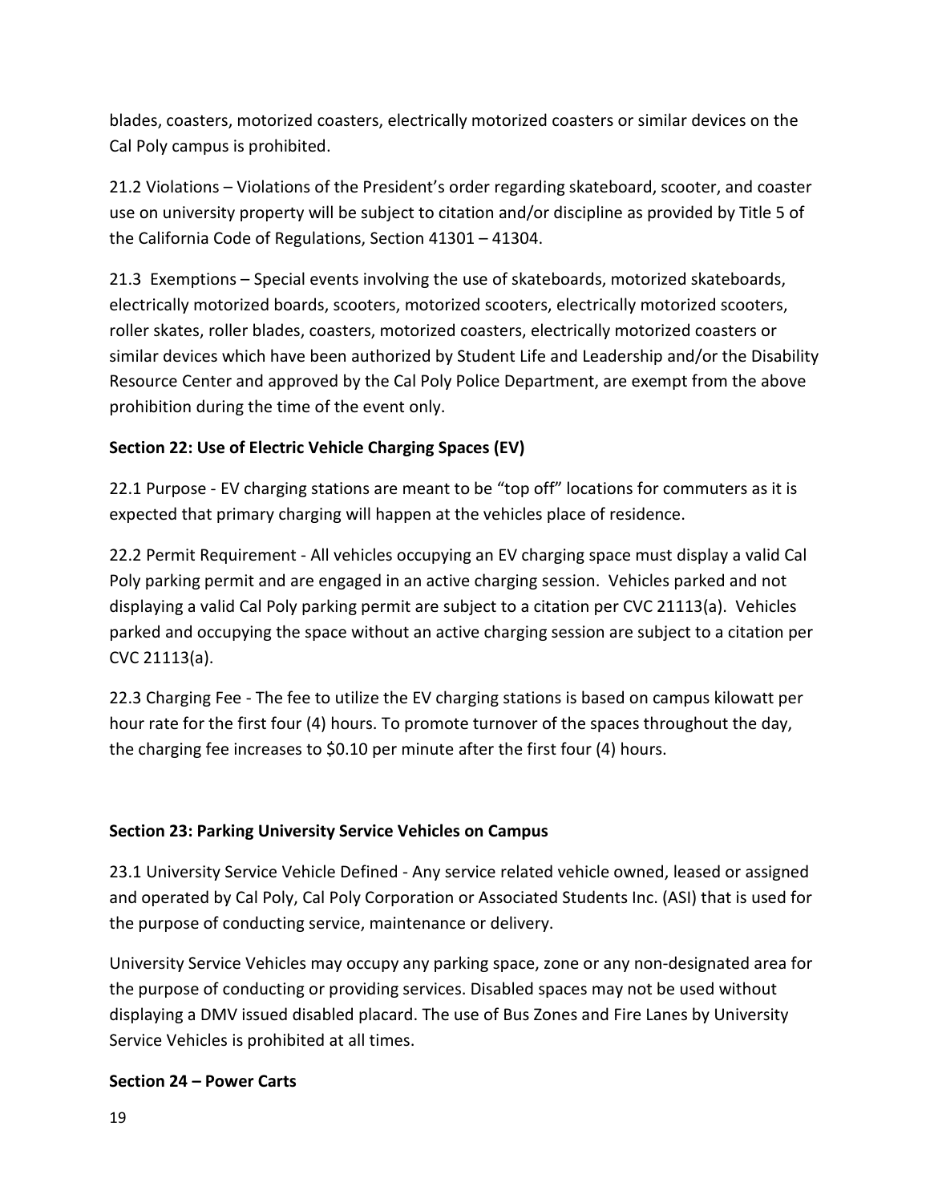blades, coasters, motorized coasters, electrically motorized coasters or similar devices on the Cal Poly campus is prohibited.

21.2 Violations – Violations of the President's order regarding skateboard, scooter, and coaster use on university property will be subject to citation and/or discipline as provided by Title 5 of the California Code of Regulations, Section 41301 – 41304.

21.3 Exemptions – Special events involving the use of skateboards, motorized skateboards, electrically motorized boards, scooters, motorized scooters, electrically motorized scooters, roller skates, roller blades, coasters, motorized coasters, electrically motorized coasters or similar devices which have been authorized by Student Life and Leadership and/or the Disability Resource Center and approved by the Cal Poly Police Department, are exempt from the above prohibition during the time of the event only.

**Section 22: Use of Electric Vehicle Charging Spaces (EV)**

22.1 Purpose - EV charging stations are meant to be "top off" locations for commuters as it is expected that primary charging will happen at the vehicles place of residence.

22.2 Permit Requirement - All vehicles occupying an EV charging space must display a valid Cal Poly parking permit and are engaged in an active charging session. Vehicles parked and not displaying a valid Cal Poly parking permit are subject to a citation per CVC 21113(a). Vehicles parked and occupying the space without an active charging session are subject to a citation per CVC 21113(a).

22.3 Charging Fee - The fee to utilize the EV charging stations is based on campus kilowatt per hour rate for the first four (4) hours. To promote turnover of the spaces throughout the day, the charging fee increases to $0.10 per minute after the first four (4) hours.

**Section 23: Parking University Service Vehicles on Campus**

23.1 University Service Vehicle Defined - Any service related vehicle owned, leased or assigned and operated by Cal Poly, Cal Poly Corporation or Associated Students Inc. (ASI) that is used for the purpose of conducting service, maintenance or delivery.

University Service Vehicles may occupy any parking space, zone or any non-designated area for the purpose of conducting or providing services. Disabled spaces may not be used without displaying a DMV issued disabled placard. The use of Bus Zones and Fire Lanes by University Service Vehicles is prohibited at all times.

**Section 24 – Power Carts**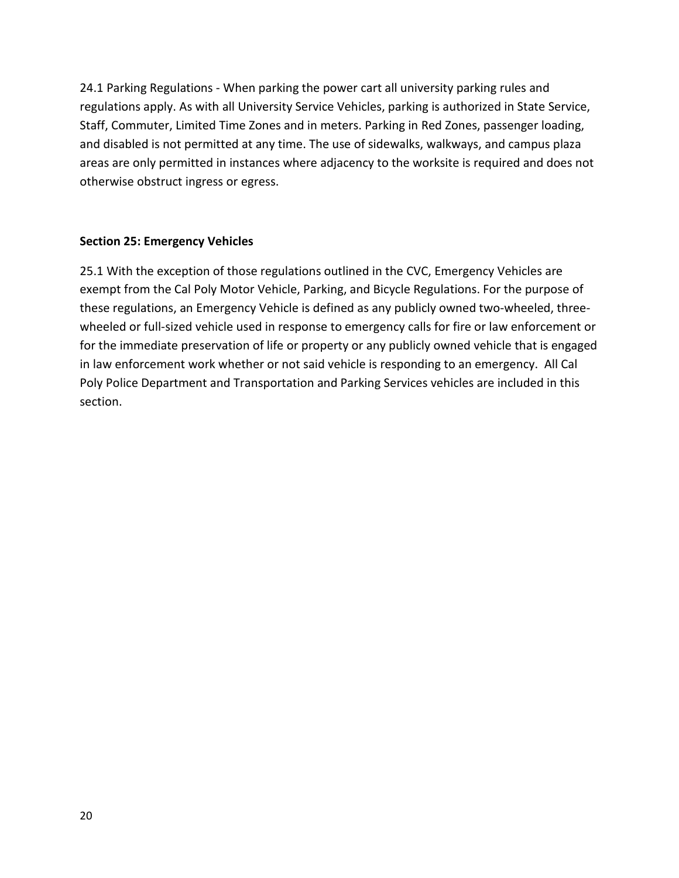24.1 Parking Regulations - When parking the power cart all university parking rules and regulations apply. As with all University Service Vehicles, parking is authorized in State Service, Staff, Commuter, Limited Time Zones and in meters. Parking in Red Zones, passenger loading, and disabled is not permitted at any time. The use of sidewalks, walkways, and campus plaza areas are only permitted in instances where adjacency to the worksite is required and does not otherwise obstruct ingress or egress.

## Section 25: Emergency Vehicles

25.1 With the exception of those regulations outlined in the CVC, Emergency Vehicles are exempt from the Cal Poly Motor Vehicle, Parking, and Bicycle Regulations. For the purpose of these regulations, an Emergency Vehicle is defined as any publicly owned two-wheeled, three-wheeled or full-sized vehicle used in response to emergency calls for fire or law enforcement or for the immediate preservation of life or property or any publicly owned vehicle that is engaged in law enforcement work whether or not said vehicle is responding to an emergency. All Cal Poly Police Department and Transportation and Parking Services vehicles are included in this section.